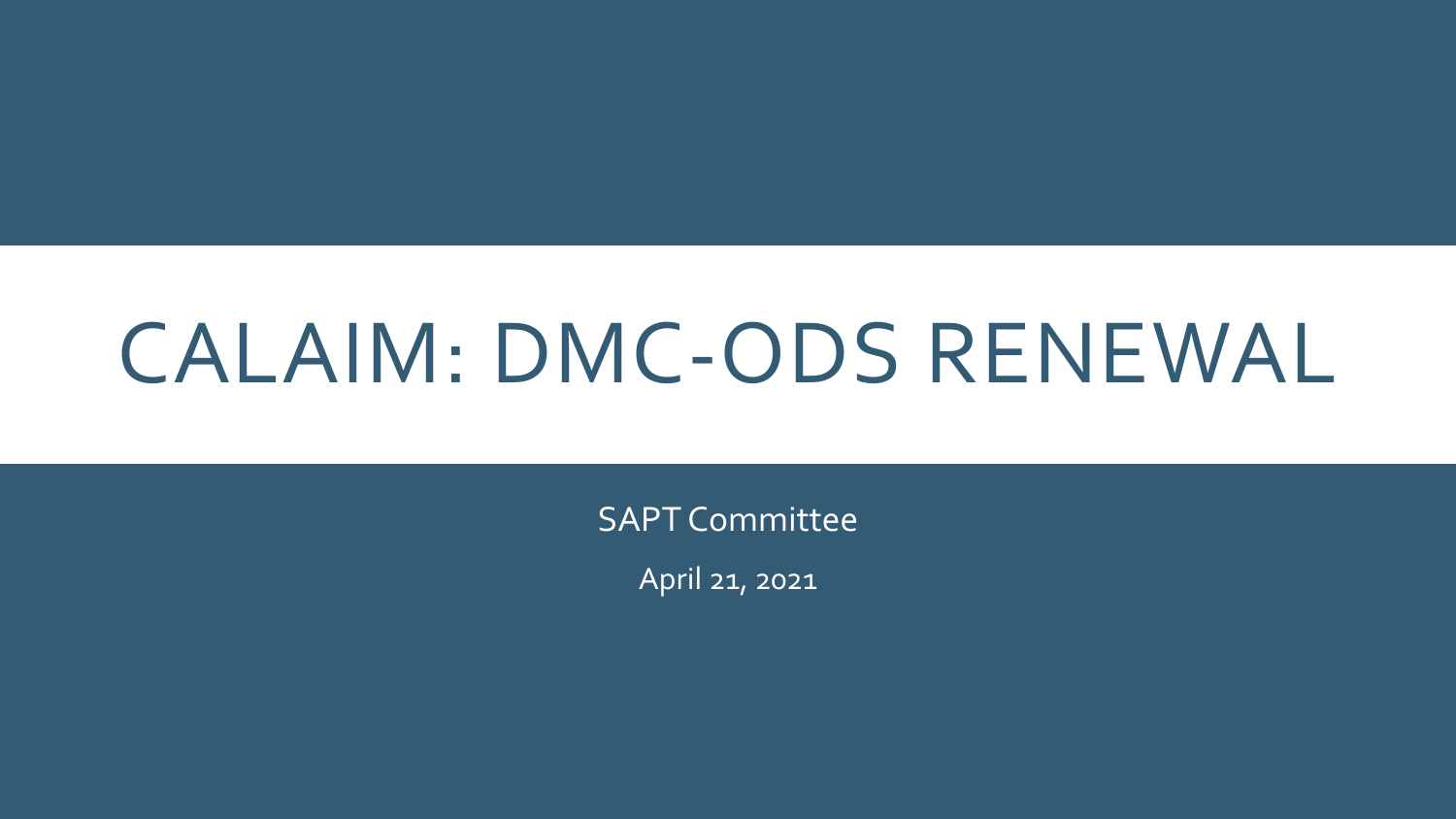# CALAIM: DMC-ODS RENEWAL

SAPT Committee

April 21, 2021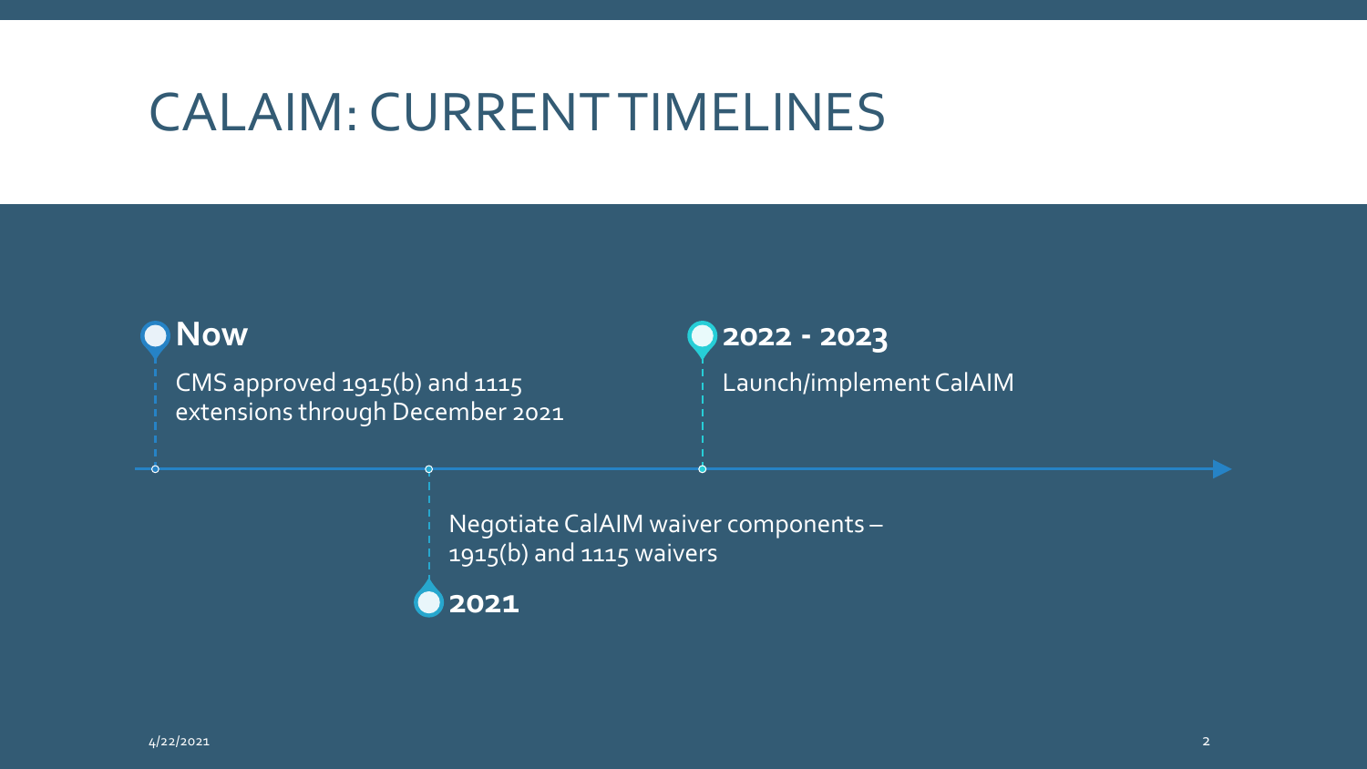# CALAIM: CURRENT TIMELINES

**Now**

CMS approved 1915(b) and 1115 extensions through December 2021

**2021**

Negotiate CalAIM waiver components – 1915(b) and 1115 waivers

**2022 - 2023**

Launch/implement CalAIM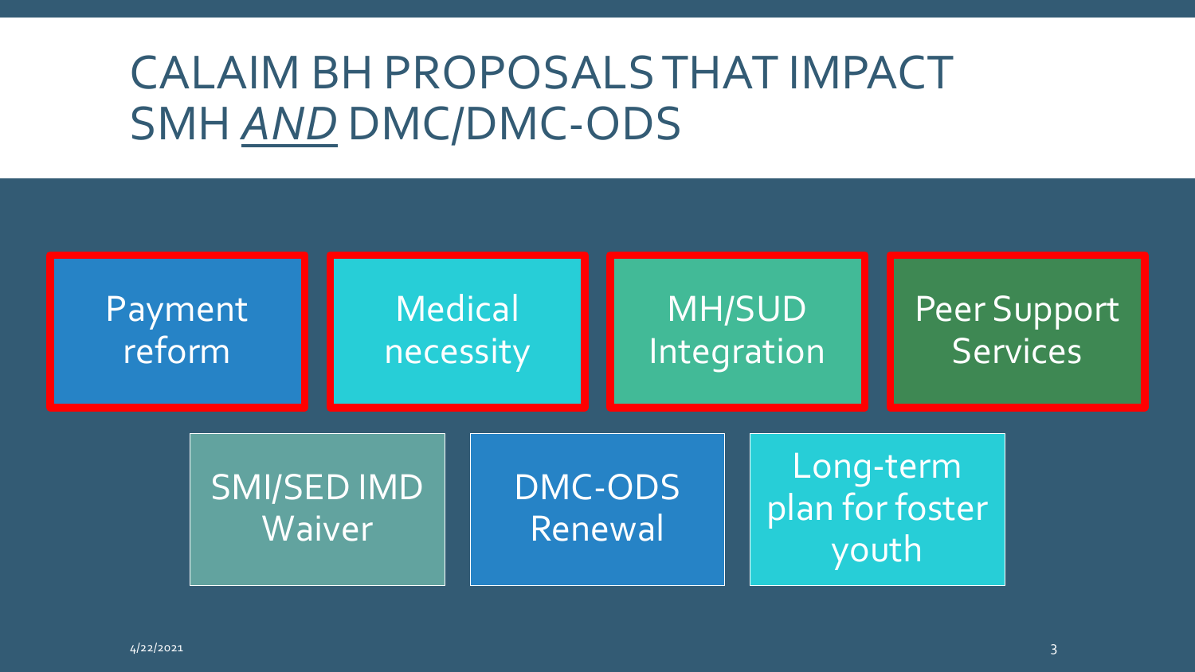# CALAIM BH PROPOSALS THAT IMPACT SMH *AND* DMC/DMC-ODS

- Payment reform
- Medical necessity
- MH/SUD Integration
- Peer Support Services
- SMI/SED IMD Waiver
- DMC-ODS Renewal
- Long-term plan for foster youth

4/22/2021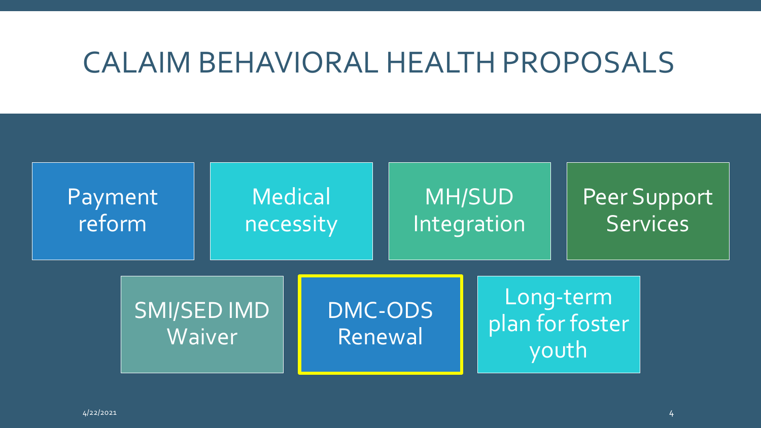# CALAIM BEHAVIORAL HEALTH PROPOSALS

- Payment reform
- Medical necessity
- MH/SUD Integration
- Peer Support Services
- SMI/SED IMD Waiver
- **DMC-ODS Renewal**
- Long-term plan for foster youth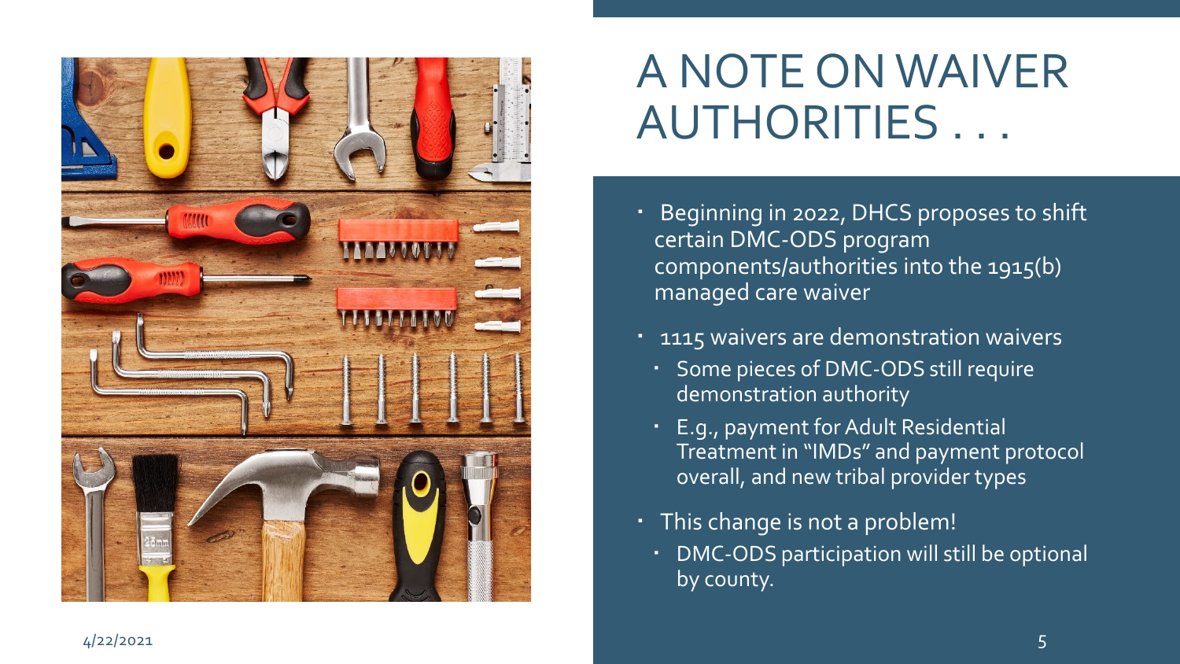# A NOTE ON WAIVER AUTHORITIES . . .

- Beginning in 2022, DHCS proposes to shift certain DMC-ODS program components/authorities into the 1915(b) managed care waiver
- 1115 waivers are demonstration waivers
  - Some pieces of DMC-ODS still require demonstration authority
  - E.g., payment for Adult Residential Treatment in "IMDs" and payment protocol overall, and new tribal provider types
- This change is not a problem!
  - DMC-ODS participation will still be optional by county.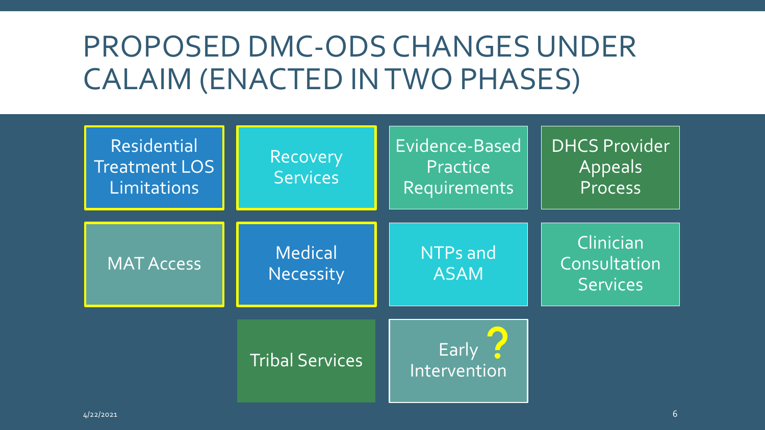# PROPOSED DMC-ODS CHANGES UNDER CALAIM (ENACTED IN TWO PHASES)

- Residential Treatment LOS Limitations
- Recovery Services
- Evidence-Based Practice Requirements
- DHCS Provider Appeals Process
- MAT Access
- Medical Necessity
- NTPs and ASAM
- Clinician Consultation Services
- Tribal Services
- Early Intervention ?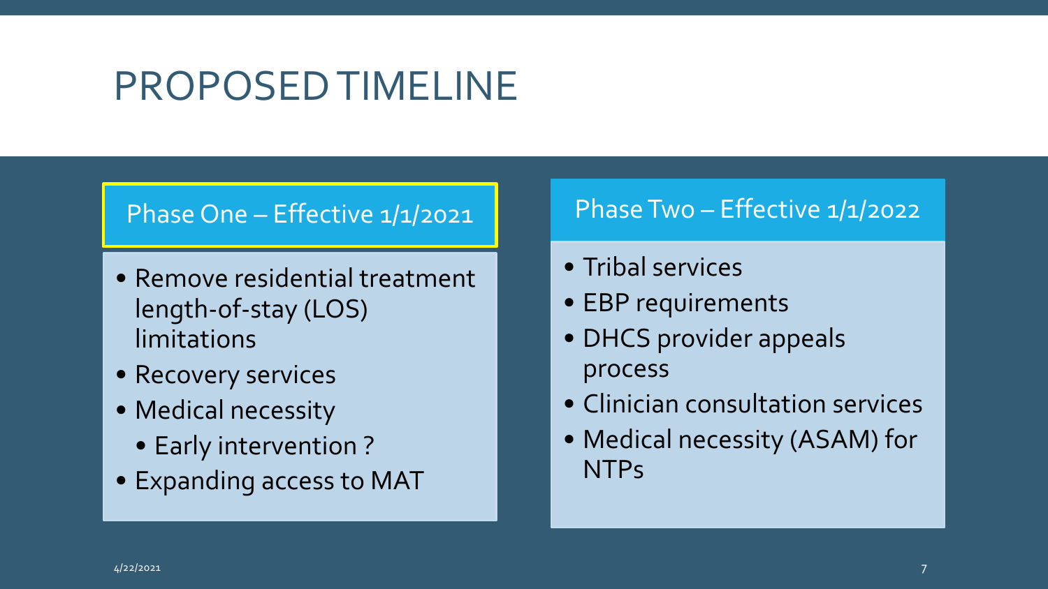# PROPOSED TIMELINE

## Phase One – Effective 1/1/2021

- Remove residential treatment length-of-stay (LOS) limitations
- Recovery services
- Medical necessity
  - Early intervention ?
- Expanding access to MAT

## Phase Two – Effective 1/1/2022

- Tribal services
- EBP requirements
- DHCS provider appeals process
- Clinician consultation services
- Medical necessity (ASAM) for NTPs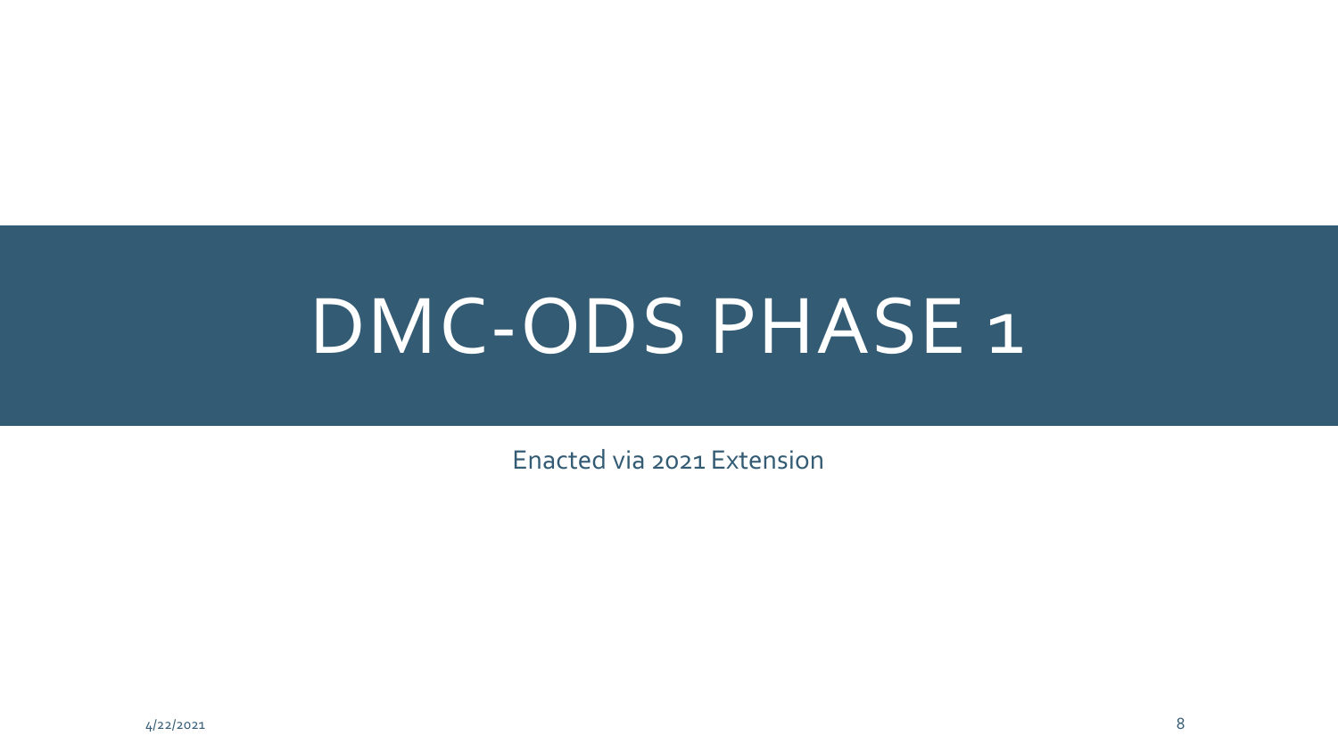# DMC-ODS PHASE 1

Enacted via 2021 Extension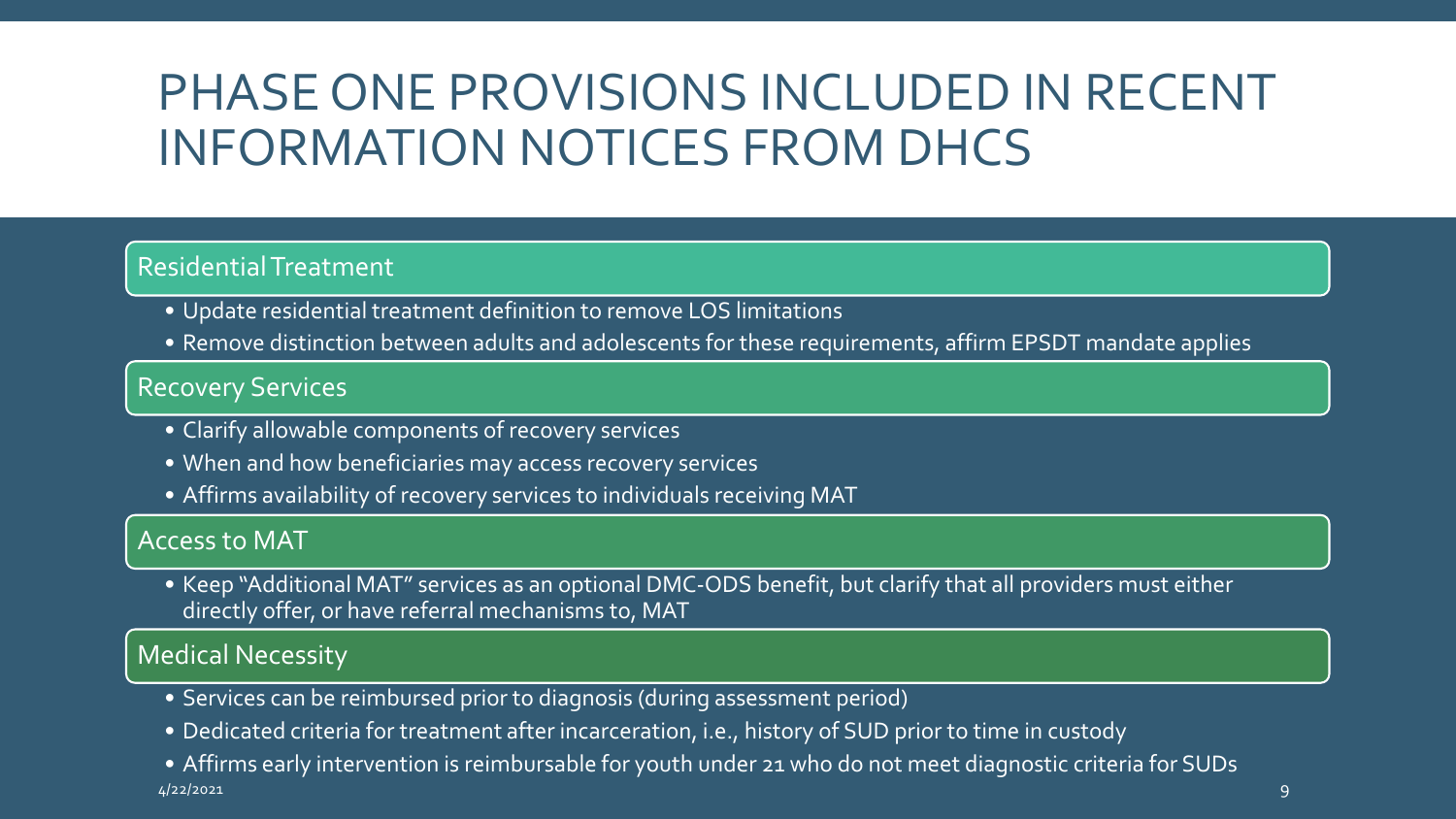# PHASE ONE PROVISIONS INCLUDED IN RECENT INFORMATION NOTICES FROM DHCS

## Residential Treatment

- Update residential treatment definition to remove LOS limitations
- Remove distinction between adults and adolescents for these requirements, affirm EPSDT mandate applies

## Recovery Services

- Clarify allowable components of recovery services
- When and how beneficiaries may access recovery services
- Affirms availability of recovery services to individuals receiving MAT

## Access to MAT

- Keep "Additional MAT" services as an optional DMC-ODS benefit, but clarify that all providers must either directly offer, or have referral mechanisms to, MAT

## Medical Necessity

- Services can be reimbursed prior to diagnosis (during assessment period)
- Dedicated criteria for treatment after incarceration, i.e., history of SUD prior to time in custody
- Affirms early intervention is reimbursable for youth under 21 who do not meet diagnostic criteria for SUDs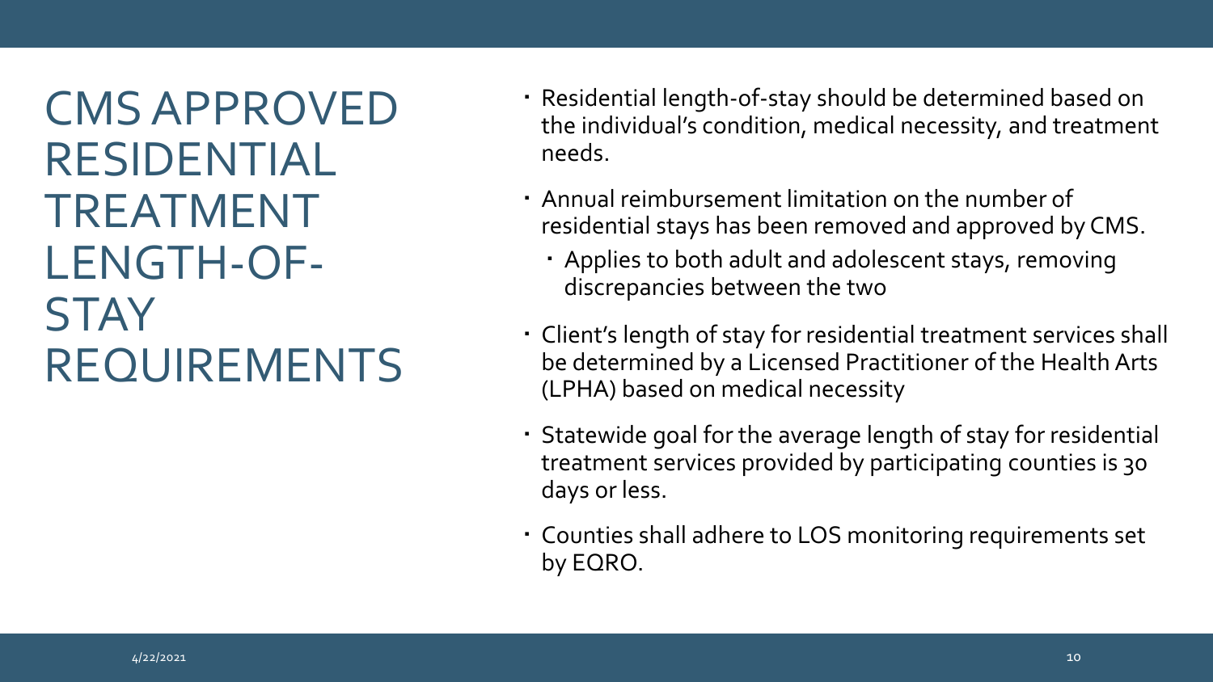# CMS APPROVED RESIDENTIAL TREATMENT LENGTH-OF-STAY REQUIREMENTS

- Residential length-of-stay should be determined based on the individual's condition, medical necessity, and treatment needs.
- Annual reimbursement limitation on the number of residential stays has been removed and approved by CMS.
  - Applies to both adult and adolescent stays, removing discrepancies between the two
- Client's length of stay for residential treatment services shall be determined by a Licensed Practitioner of the Health Arts (LPHA) based on medical necessity
- Statewide goal for the average length of stay for residential treatment services provided by participating counties is 30 days or less.
- Counties shall adhere to LOS monitoring requirements set by EQRO.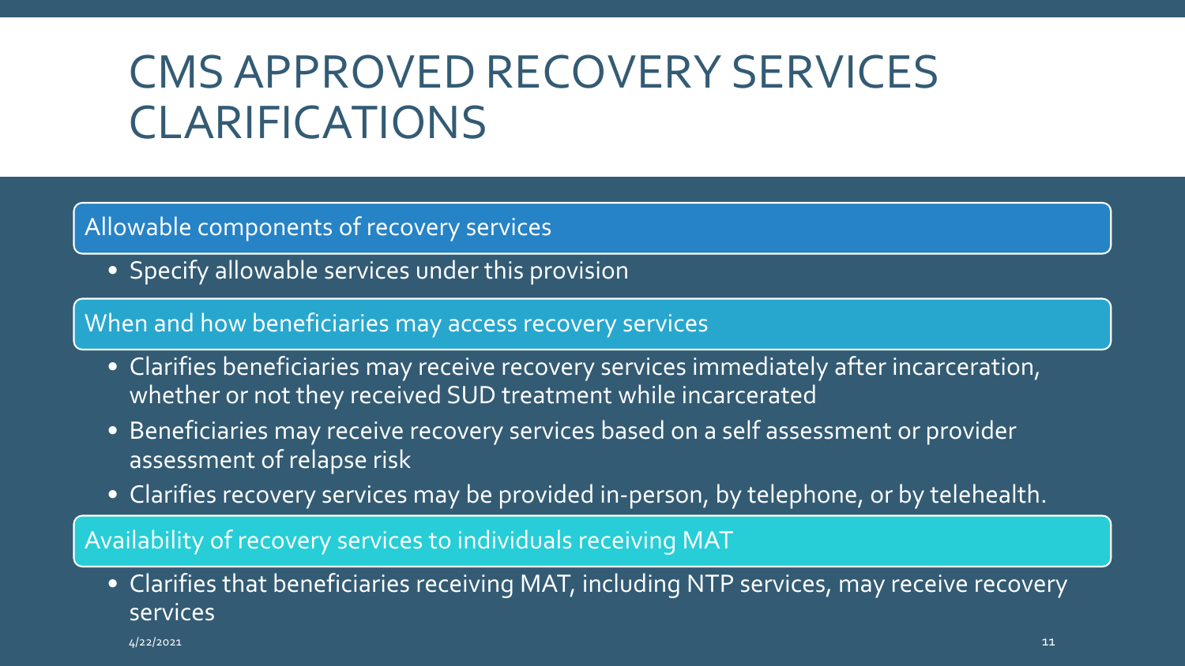# CMS APPROVED RECOVERY SERVICES CLARIFICATIONS

## Allowable components of recovery services

- Specify allowable services under this provision

## When and how beneficiaries may access recovery services

- Clarifies beneficiaries may receive recovery services immediately after incarceration, whether or not they received SUD treatment while incarcerated
- Beneficiaries may receive recovery services based on a self assessment or provider assessment of relapse risk
- Clarifies recovery services may be provided in-person, by telephone, or by telehealth.

## Availability of recovery services to individuals receiving MAT

- Clarifies that beneficiaries receiving MAT, including NTP services, may receive recovery services

4/22/2021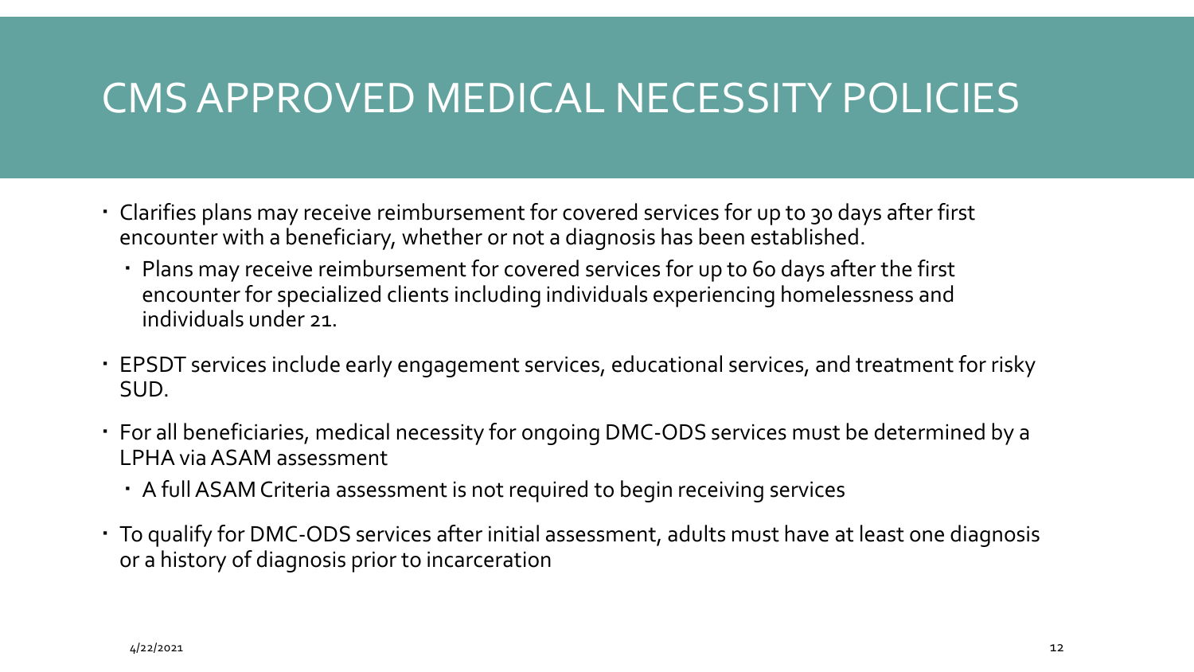# CMS APPROVED MEDICAL NECESSITY POLICIES

- Clarifies plans may receive reimbursement for covered services for up to 30 days after first encounter with a beneficiary, whether or not a diagnosis has been established.
  - Plans may receive reimbursement for covered services for up to 60 days after the first encounter for specialized clients including individuals experiencing homelessness and individuals under 21.
- EPSDT services include early engagement services, educational services, and treatment for risky SUD.
- For all beneficiaries, medical necessity for ongoing DMC-ODS services must be determined by a LPHA via ASAM assessment
  - A full ASAM Criteria assessment is not required to begin receiving services
- To qualify for DMC-ODS services after initial assessment, adults must have at least one diagnosis or a history of diagnosis prior to incarceration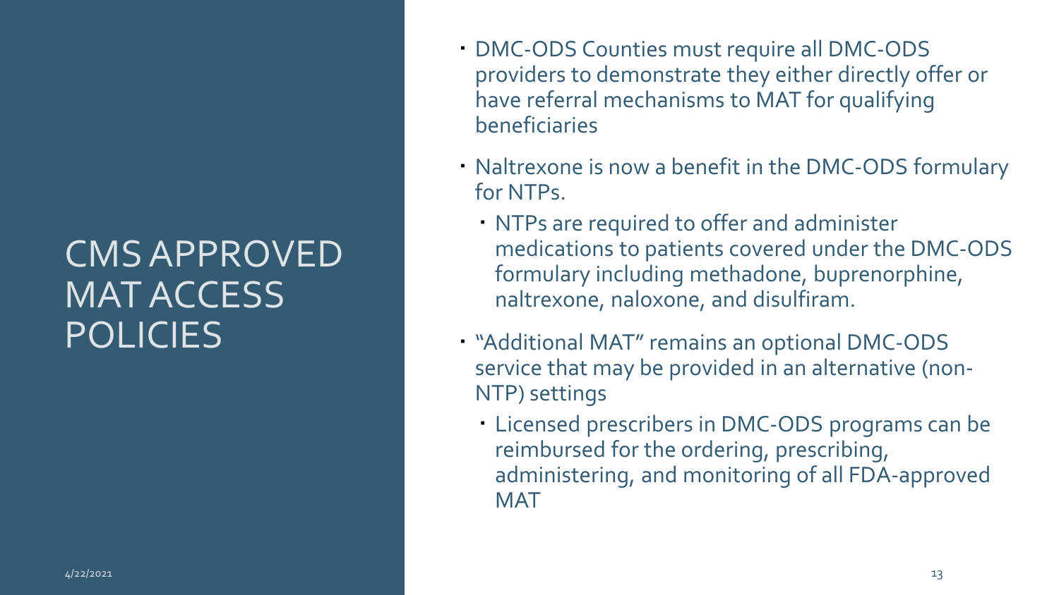# CMS APPROVED MAT ACCESS POLICIES

- DMC-ODS Counties must require all DMC-ODS providers to demonstrate they either directly offer or have referral mechanisms to MAT for qualifying beneficiaries
- Naltrexone is now a benefit in the DMC-ODS formulary for NTPs.
  - NTPs are required to offer and administer medications to patients covered under the DMC-ODS formulary including methadone, buprenorphine, naltrexone, naloxone, and disulfiram.
- "Additional MAT" remains an optional DMC-ODS service that may be provided in an alternative (non-NTP) settings
  - Licensed prescribers in DMC-ODS programs can be reimbursed for the ordering, prescribing, administering, and monitoring of all FDA-approved MAT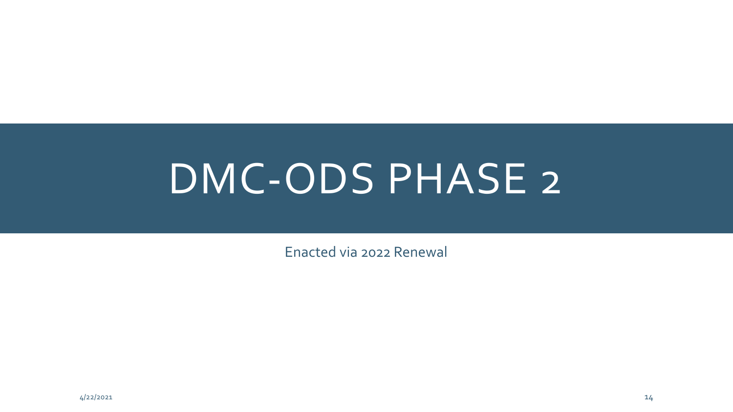# DMC-ODS PHASE 2

Enacted via 2022 Renewal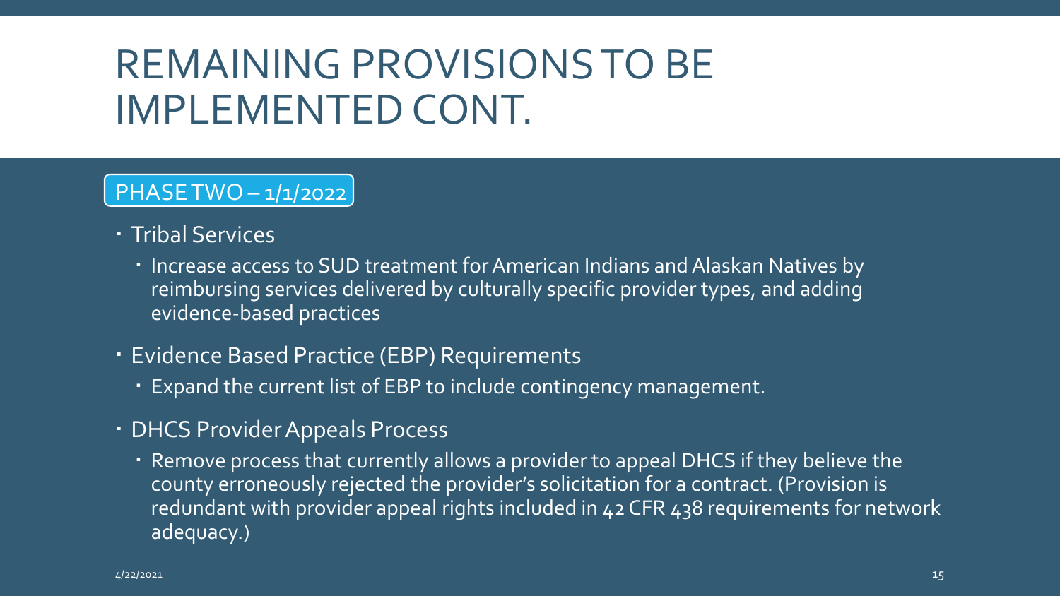# REMAINING PROVISIONS TO BE IMPLEMENTED CONT.

## PHASE TWO – 1/1/2022

- Tribal Services
  - Increase access to SUD treatment for American Indians and Alaskan Natives by reimbursing services delivered by culturally specific provider types, and adding evidence-based practices
- Evidence Based Practice (EBP) Requirements
  - Expand the current list of EBP to include contingency management.
- DHCS Provider Appeals Process
  - Remove process that currently allows a provider to appeal DHCS if they believe the county erroneously rejected the provider's solicitation for a contract. (Provision is redundant with provider appeal rights included in 42 CFR 438 requirements for network adequacy.)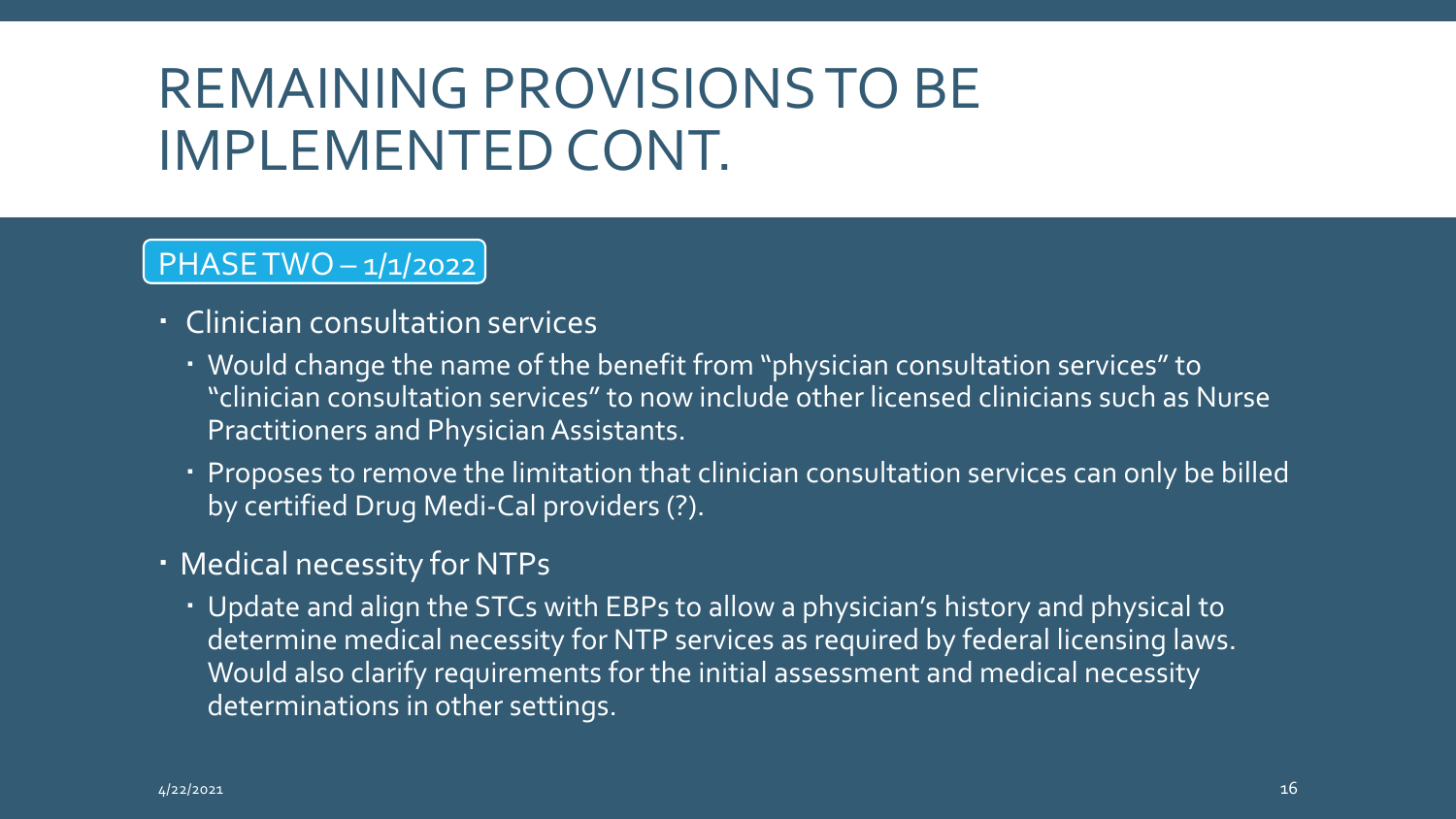# REMAINING PROVISIONS TO BE IMPLEMENTED CONT.

## PHASE TWO – 1/1/2022

- Clinician consultation services
  - Would change the name of the benefit from "physician consultation services" to "clinician consultation services" to now include other licensed clinicians such as Nurse Practitioners and Physician Assistants.
  - Proposes to remove the limitation that clinician consultation services can only be billed by certified Drug Medi-Cal providers (?).
- Medical necessity for NTPs
  - Update and align the STCs with EBPs to allow a physician's history and physical to determine medical necessity for NTP services as required by federal licensing laws. Would also clarify requirements for the initial assessment and medical necessity determinations in other settings.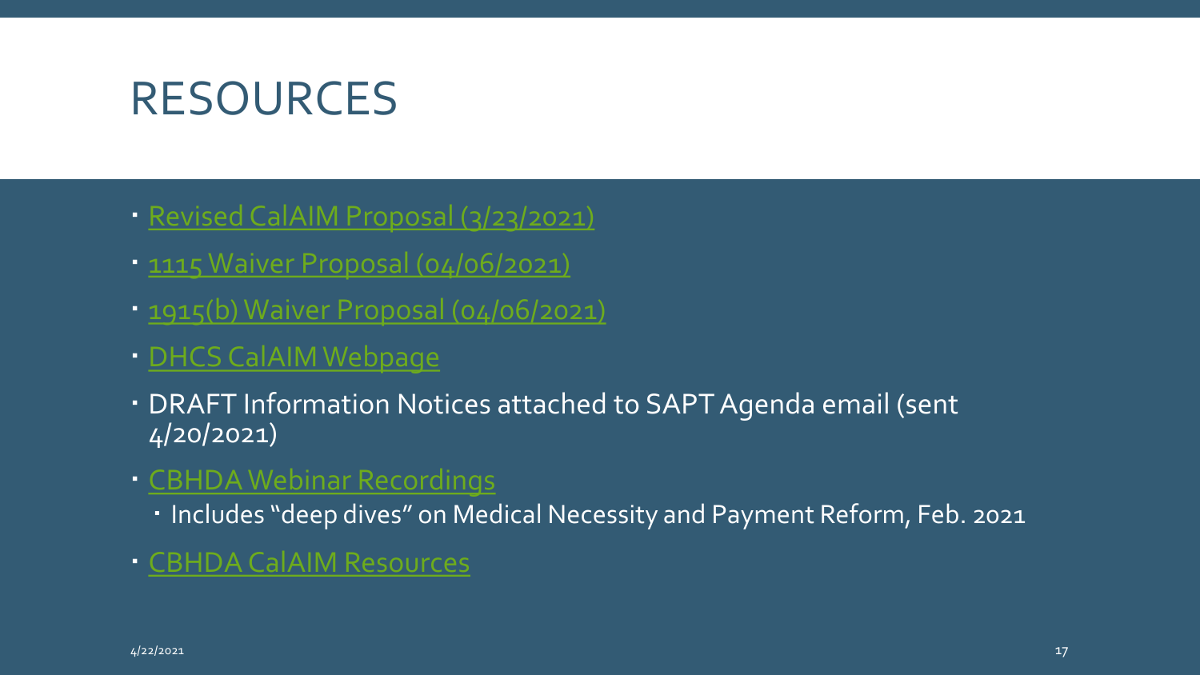# RESOURCES

- Revised CalAIM Proposal (3/23/2021)
- 1115 Waiver Proposal (04/06/2021)
- 1915(b) Waiver Proposal (04/06/2021)
- DHCS CalAIM Webpage
- DRAFT Information Notices attached to SAPT Agenda email (sent 4/20/2021)
- CBHDA Webinar Recordings
  - Includes "deep dives" on Medical Necessity and Payment Reform, Feb. 2021
- CBHDA CalAIM Resources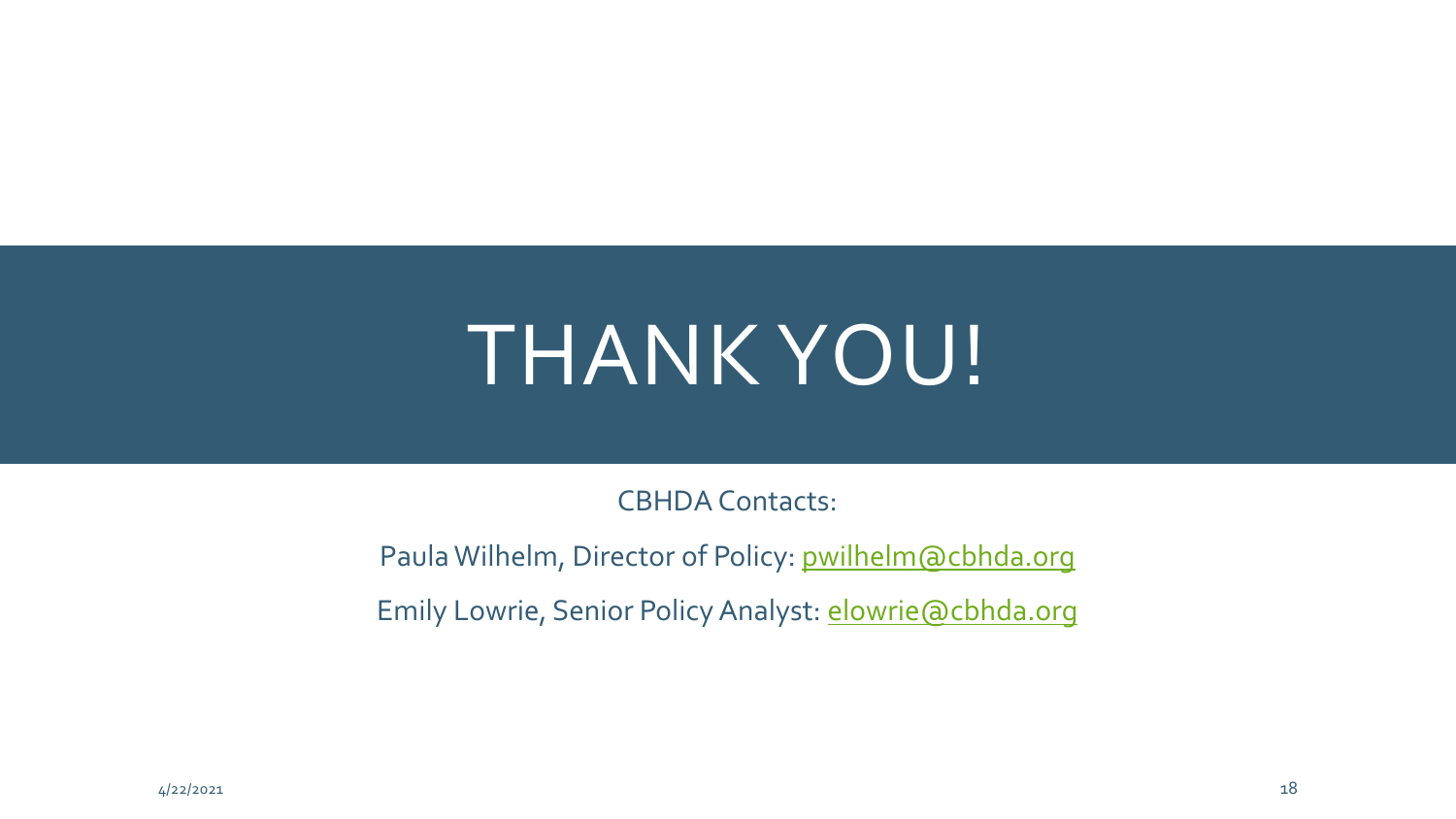# THANK YOU!

CBHDA Contacts:

Paula Wilhelm, Director of Policy: pwilhelm@cbhda.org

Emily Lowrie, Senior Policy Analyst: elowrie@cbhda.org